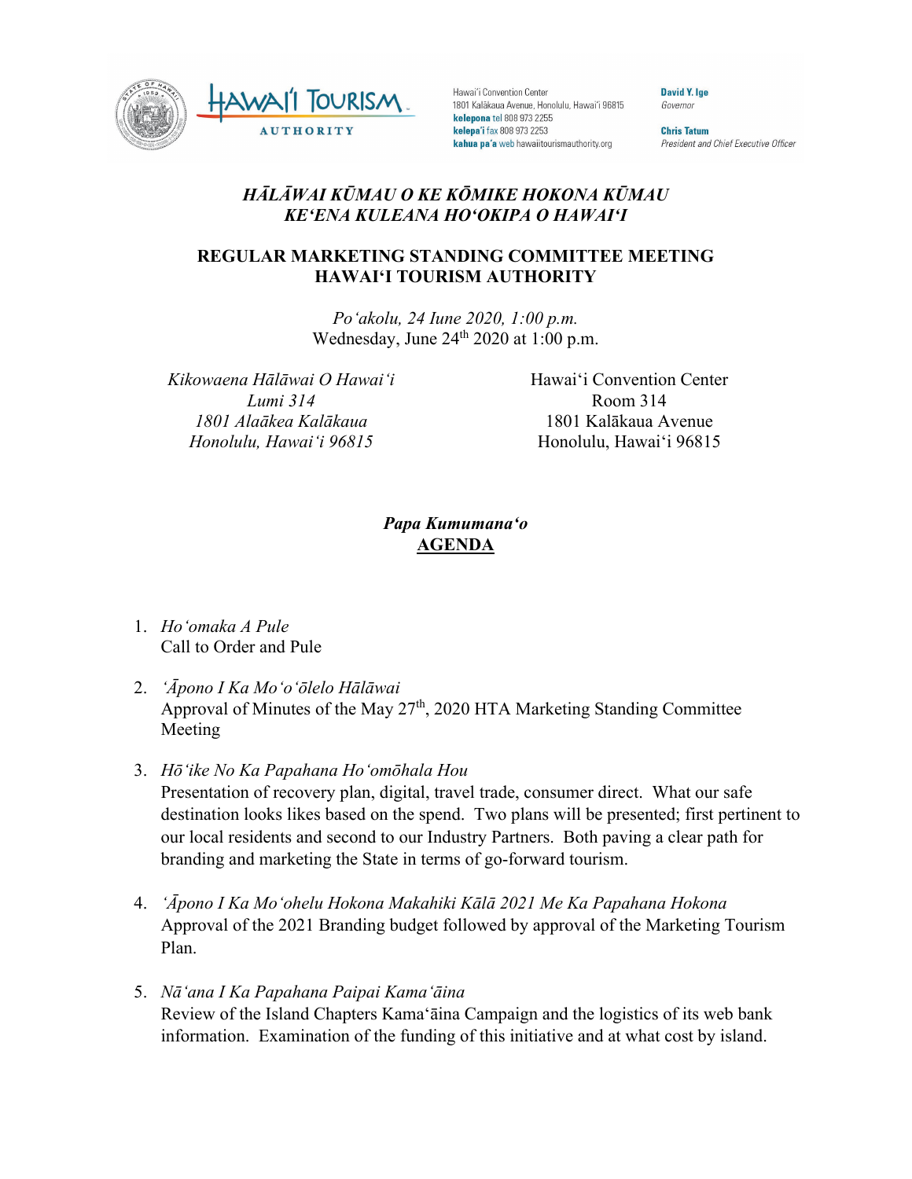Hawai'i Convention Center
1801 Kalākaua Avenue, Honolulu, Hawai'i 96815
**kelepona** tel 808 973 2255
**kelepa'i** fax 808 973 2253
**kahua pa'a** web hawaiitourismauthority.org

**David Y. Ige**
*Governor*

**Chris Tatum**
*President and Chief Executive Officer*

## *HĀLĀWAI KŪMAU O KE KŌMIKE HOKONA KŪMAU*
## *KEʻENA KULEANA HOʻOKIPA O HAWAIʻI*

## REGULAR MARKETING STANDING COMMITTEE MEETING
## HAWAIʻI TOURISM AUTHORITY

*Poʻakolu, 24 Iune 2020, 1:00 p.m.*
Wednesday, June 24th 2020 at 1:00 p.m.

*Kikowaena Hālāwai O Hawaiʻi*
*Lumi 314*
*1801 Alaākea Kalākaua*
*Honolulu, Hawaiʻi 96815*

Hawaiʻi Convention Center
Room 314
1801 Kalākaua Avenue
Honolulu, Hawaiʻi 96815

### *Papa Kumumanaʻo*
### AGENDA

1. *Hoʻomaka A Pule*
   Call to Order and Pule

2. *ʻĀpono I Ka Moʻoʻōlelo Hālāwai*
   Approval of Minutes of the May 27th, 2020 HTA Marketing Standing Committee Meeting

3. *Hōʻike No Ka Papahana Hoʻomōhala Hou*
   Presentation of recovery plan, digital, travel trade, consumer direct. What our safe destination looks likes based on the spend. Two plans will be presented; first pertinent to our local residents and second to our Industry Partners. Both paving a clear path for branding and marketing the State in terms of go-forward tourism.

4. *ʻĀpono I Ka Moʻohelu Hokona Makahiki Kālā 2021 Me Ka Papahana Hokona*
   Approval of the 2021 Branding budget followed by approval of the Marketing Tourism Plan.

5. *Nāʻana I Ka Papahana Paipai Kamaʻāina*
   Review of the Island Chapters Kamaʻāina Campaign and the logistics of its web bank information. Examination of the funding of this initiative and at what cost by island.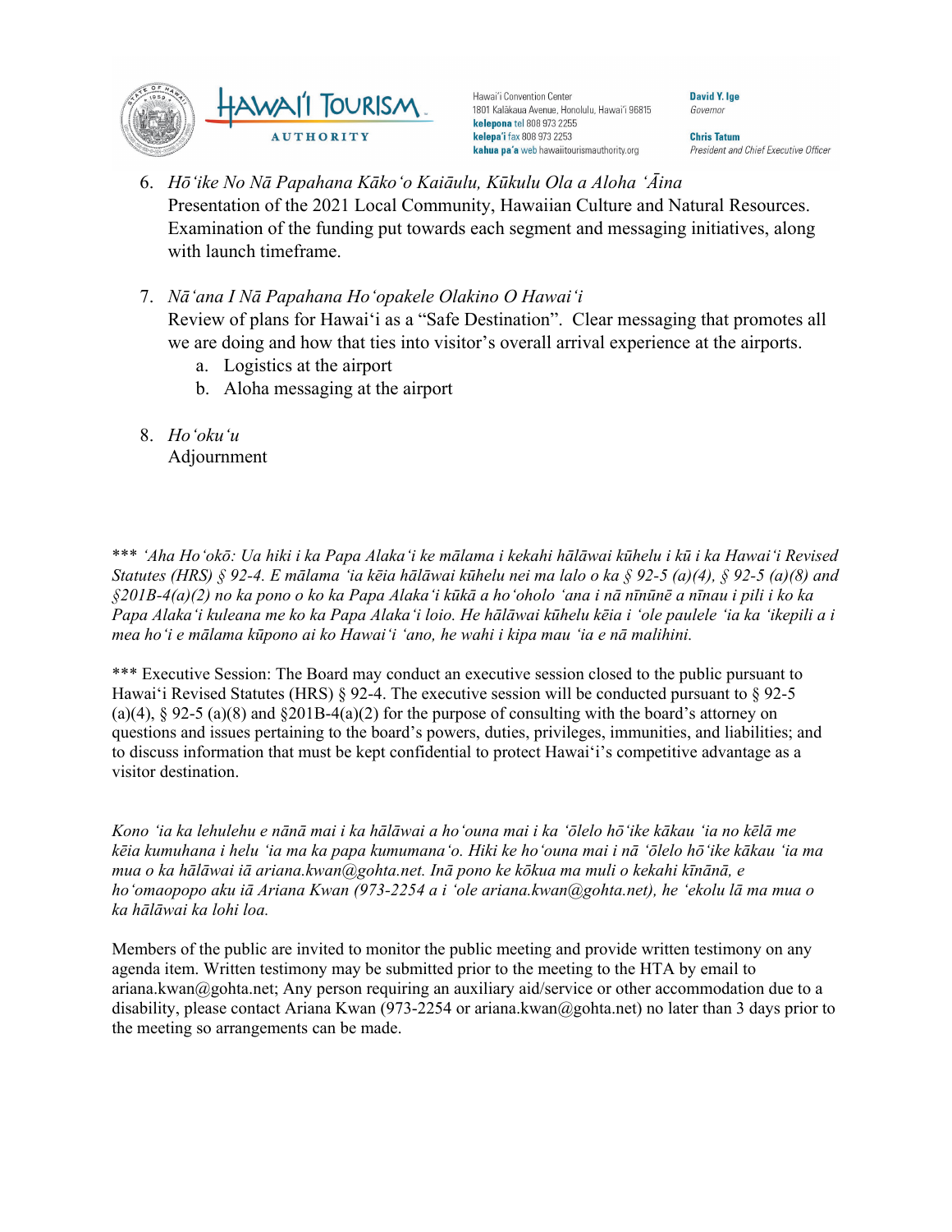6. *Hōʻike No Nā Papahana Kākoʻo Kaiāulu, Kūkulu Ola a Aloha ʻĀina*
   Presentation of the 2021 Local Community, Hawaiian Culture and Natural Resources. Examination of the funding put towards each segment and messaging initiatives, along with launch timeframe.

7. *Nāʻana I Nā Papahana Hoʻopakele Olakino O Hawaiʻi*
   Review of plans for Hawaiʻi as a "Safe Destination". Clear messaging that promotes all we are doing and how that ties into visitor's overall arrival experience at the airports.
   a. Logistics at the airport
   b. Aloha messaging at the airport

8. *Hoʻokuʻu*
   Adjournment

*\*\*\* ʻAha Hoʻokō: Ua hiki i ka Papa Alakaʻi ke mālama i kekahi hālāwai kūhelu i kū i ka Hawaiʻi Revised Statutes (HRS) § 92-4. E mālama ʻia kēia hālāwai kūhelu nei ma lalo o ka § 92-5 (a)(4), § 92-5 (a)(8) and §201B-4(a)(2) no ka pono o ko ka Papa Alakaʻi kūkā a hoʻoholo ʻana i nā nīnūnē a nīnau i pili i ko ka Papa Alakaʻi kuleana me ko ka Papa Alakaʻi loio. He hālāwai kūhelu kēia i ʻole paulele ʻia ka ʻikepili a i mea hoʻi e mālama kūpono ai ko Hawaiʻi ʻano, he wahi i kipa mau ʻia e nā malihini.*

\*\*\* Executive Session: The Board may conduct an executive session closed to the public pursuant to Hawaiʻi Revised Statutes (HRS) § 92-4. The executive session will be conducted pursuant to § 92-5 (a)(4), § 92-5 (a)(8) and §201B-4(a)(2) for the purpose of consulting with the board's attorney on questions and issues pertaining to the board's powers, duties, privileges, immunities, and liabilities; and to discuss information that must be kept confidential to protect Hawaiʻi's competitive advantage as a visitor destination.

*Kono ʻia ka lehulehu e nānā mai i ka hālāwai a hoʻouna mai i ka ʻōlelo hōʻike kākau ʻia no kēlā me kēia kumuhana i helu ʻia ma ka papa kumumanaʻo. Hiki ke hoʻouna mai i nā ʻōlelo hōʻike kākau ʻia ma mua o ka hālāwai iā ariana.kwan@gohta.net. Inā pono ke kōkua ma muli o kekahi kīnānā, e hoʻomaopopo aku iā Ariana Kwan (973-2254 a i ʻole ariana.kwan@gohta.net), he ʻekolu lā ma mua o ka hālāwai ka lohi loa.*

Members of the public are invited to monitor the public meeting and provide written testimony on any agenda item. Written testimony may be submitted prior to the meeting to the HTA by email to ariana.kwan@gohta.net; Any person requiring an auxiliary aid/service or other accommodation due to a disability, please contact Ariana Kwan (973-2254 or ariana.kwan@gohta.net) no later than 3 days prior to the meeting so arrangements can be made.